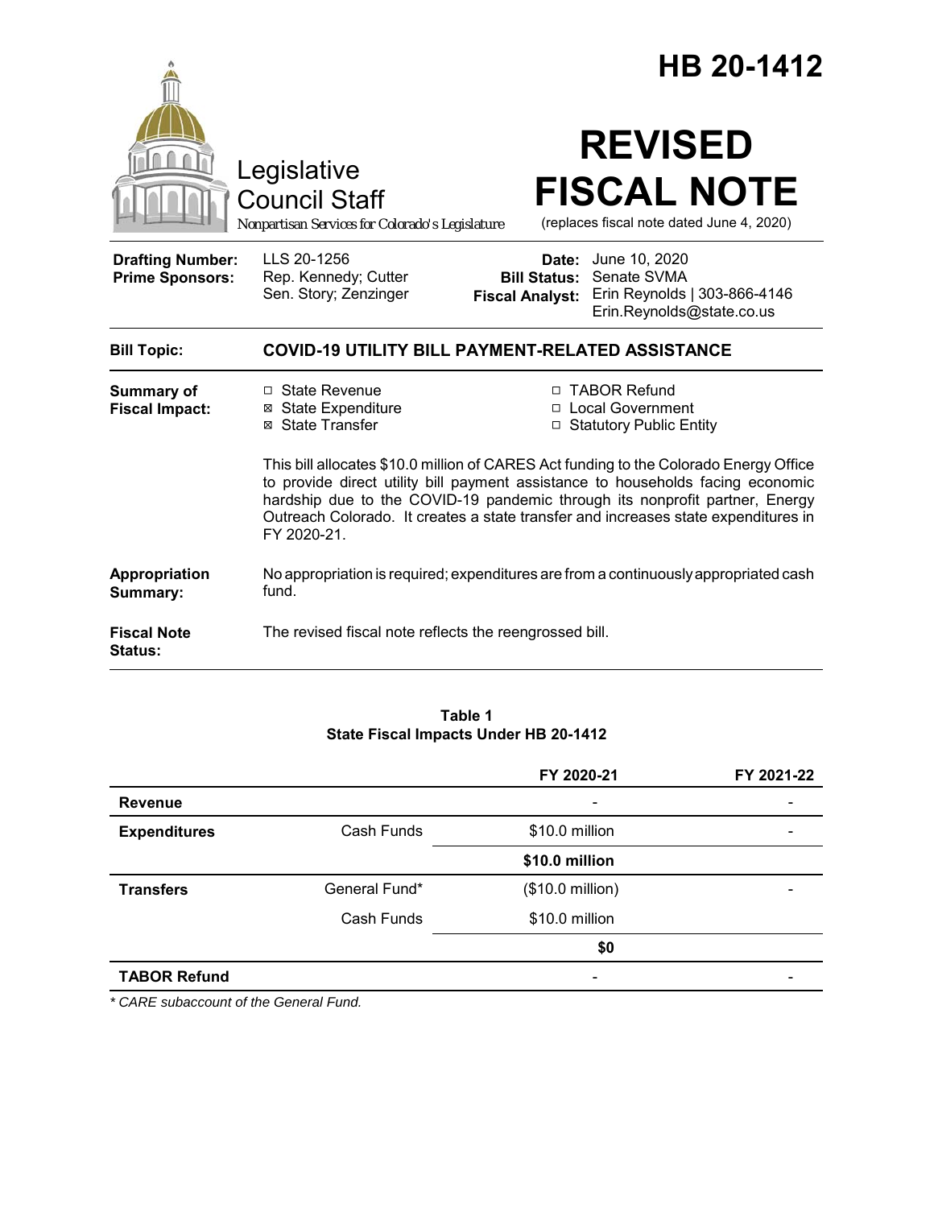# HB 20-1412

Legislative Council Staff

*Nonpartisan Services for Colorado's Legislature*

# REVISED FISCAL NOTE

(replaces fiscal note dated June 4, 2020)

| | | | |
|---|---|---|---|
| **Drafting Number:** | LLS 20-1256 | **Date:** | June 10, 2020 |
| **Prime Sponsors:** | Rep. Kennedy; Cutter<br>Sen. Story; Zenzinger | **Bill Status:** | Senate SVMA |
| | | **Fiscal Analyst:** | Erin Reynolds \| 303-866-4146<br>Erin.Reynolds@state.co.us |

**Bill Topic:** **COVID-19 UTILITY BILL PAYMENT-RELATED ASSISTANCE**

**Summary of Fiscal Impact:**

- ☐ State Revenue
- ☒ State Expenditure
- ☒ State Transfer
- ☐ TABOR Refund
- ☐ Local Government
- ☐ Statutory Public Entity

This bill allocates $10.0 million of CARES Act funding to the Colorado Energy Office to provide direct utility bill payment assistance to households facing economic hardship due to the COVID-19 pandemic through its nonprofit partner, Energy Outreach Colorado. It creates a state transfer and increases state expenditures in FY 2020-21.

**Appropriation Summary:** No appropriation is required; expenditures are from a continuously appropriated cash fund.

**Fiscal Note Status:** The revised fiscal note reflects the reengrossed bill.

**Table 1**
**State Fiscal Impacts Under HB 20-1412**

| | | FY 2020-21 | FY 2021-22 |
|---|---|---|---|
| **Revenue** | | - | - |
| **Expenditures** | Cash Funds | $10.0 million | - |
| | | **$10.0 million** | |
| **Transfers** | General Fund* | ($10.0 million) | - |
| | Cash Funds | $10.0 million | |
| | | **$0** | |
| **TABOR Refund** | | - | - |

*\* CARE subaccount of the General Fund.*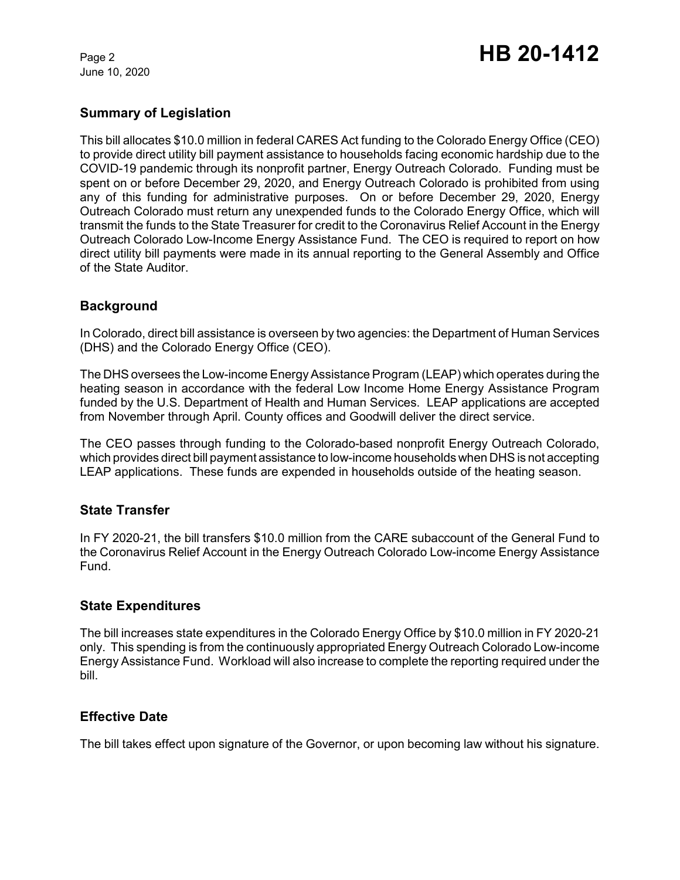## Summary of Legislation

This bill allocates $10.0 million in federal CARES Act funding to the Colorado Energy Office (CEO) to provide direct utility bill payment assistance to households facing economic hardship due to the COVID-19 pandemic through its nonprofit partner, Energy Outreach Colorado. Funding must be spent on or before December 29, 2020, and Energy Outreach Colorado is prohibited from using any of this funding for administrative purposes. On or before December 29, 2020, Energy Outreach Colorado must return any unexpended funds to the Colorado Energy Office, which will transmit the funds to the State Treasurer for credit to the Coronavirus Relief Account in the Energy Outreach Colorado Low-Income Energy Assistance Fund. The CEO is required to report on how direct utility bill payments were made in its annual reporting to the General Assembly and Office of the State Auditor.

## Background

In Colorado, direct bill assistance is overseen by two agencies: the Department of Human Services (DHS) and the Colorado Energy Office (CEO).

The DHS oversees the Low-income Energy Assistance Program (LEAP) which operates during the heating season in accordance with the federal Low Income Home Energy Assistance Program funded by the U.S. Department of Health and Human Services. LEAP applications are accepted from November through April. County offices and Goodwill deliver the direct service.

The CEO passes through funding to the Colorado-based nonprofit Energy Outreach Colorado, which provides direct bill payment assistance to low-income households when DHS is not accepting LEAP applications. These funds are expended in households outside of the heating season.

## State Transfer

In FY 2020-21, the bill transfers $10.0 million from the CARE subaccount of the General Fund to the Coronavirus Relief Account in the Energy Outreach Colorado Low-income Energy Assistance Fund.

## State Expenditures

The bill increases state expenditures in the Colorado Energy Office by $10.0 million in FY 2020-21 only. This spending is from the continuously appropriated Energy Outreach Colorado Low-income Energy Assistance Fund. Workload will also increase to complete the reporting required under the bill.

## Effective Date

The bill takes effect upon signature of the Governor, or upon becoming law without his signature.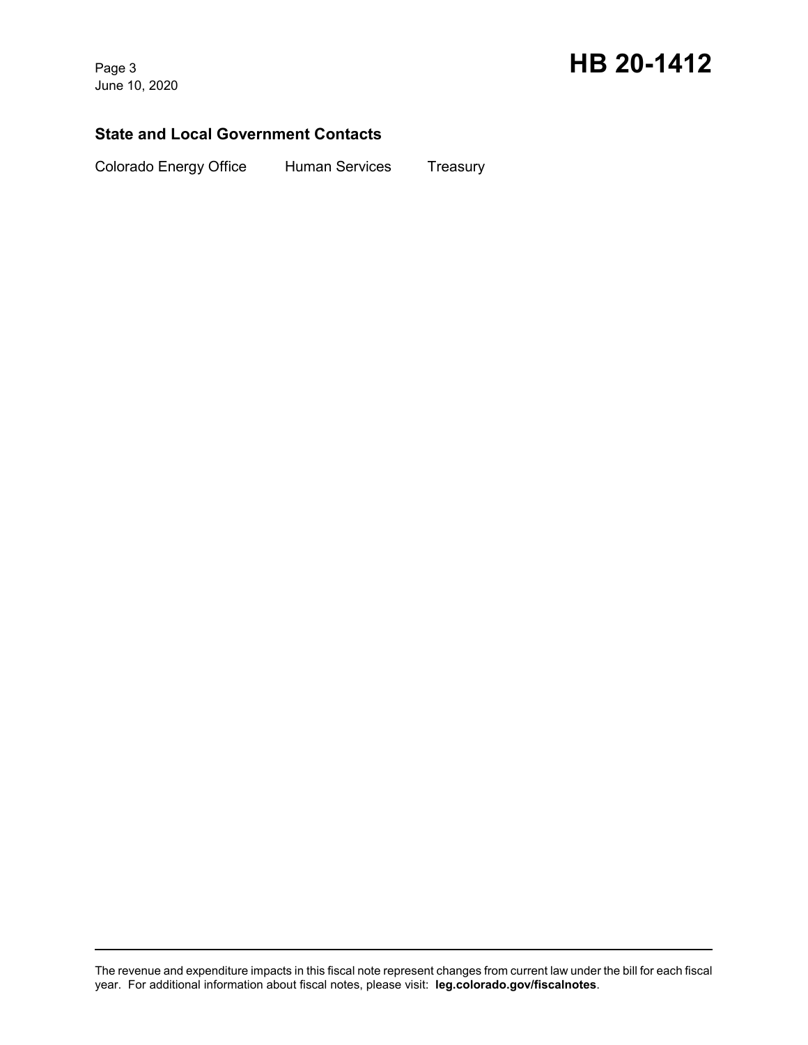## State and Local Government Contacts

Colorado Energy Office    Human Services    Treasury

---

The revenue and expenditure impacts in this fiscal note represent changes from current law under the bill for each fiscal year. For additional information about fiscal notes, please visit: **leg.colorado.gov/fiscalnotes**.